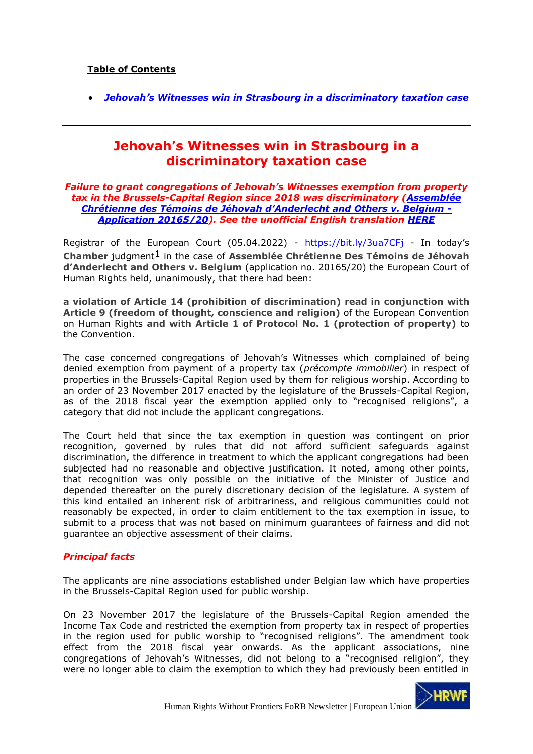**Table of Contents**

- *Jehovah's Witnesses win in Strasbourg in a discriminatory taxation case*

---

# Jehovah's Witnesses win in Strasbourg in a discriminatory taxation case

***Failure to grant congregations of Jehovah's Witnesses exemption from property tax in the Brussels-Capital Region since 2018 was discriminatory (Assemblée Chrétienne des Témoins de Jéhovah d'Anderlecht and Others v. Belgium - Application 20165/20). See the unofficial English translation HERE***

Registrar of the European Court (05.04.2022) - https://bit.ly/3ua7CFj - In today's **Chamber** judgment[1] in the case of **Assemblée Chrétienne Des Témoins de Jéhovah d'Anderlecht and Others v. Belgium** (application no. 20165/20) the European Court of Human Rights held, unanimously, that there had been:

**a violation of Article 14 (prohibition of discrimination) read in conjunction with Article 9 (freedom of thought, conscience and religion)** of the European Convention on Human Rights **and with Article 1 of Protocol No. 1 (protection of property)** to the Convention.

The case concerned congregations of Jehovah's Witnesses which complained of being denied exemption from payment of a property tax (*précompte immobilier*) in respect of properties in the Brussels-Capital Region used by them for religious worship. According to an order of 23 November 2017 enacted by the legislature of the Brussels-Capital Region, as of the 2018 fiscal year the exemption applied only to "recognised religions", a category that did not include the applicant congregations.

The Court held that since the tax exemption in question was contingent on prior recognition, governed by rules that did not afford sufficient safeguards against discrimination, the difference in treatment to which the applicant congregations had been subjected had no reasonable and objective justification. It noted, among other points, that recognition was only possible on the initiative of the Minister of Justice and depended thereafter on the purely discretionary decision of the legislature. A system of this kind entailed an inherent risk of arbitrariness, and religious communities could not reasonably be expected, in order to claim entitlement to the tax exemption in issue, to submit to a process that was not based on minimum guarantees of fairness and did not guarantee an objective assessment of their claims.

### *Principal facts*

The applicants are nine associations established under Belgian law which have properties in the Brussels-Capital Region used for public worship.

On 23 November 2017 the legislature of the Brussels-Capital Region amended the Income Tax Code and restricted the exemption from property tax in respect of properties in the region used for public worship to "recognised religions". The amendment took effect from the 2018 fiscal year onwards. As the applicant associations, nine congregations of Jehovah's Witnesses, did not belong to a "recognised religion", they were no longer able to claim the exemption to which they had previously been entitled in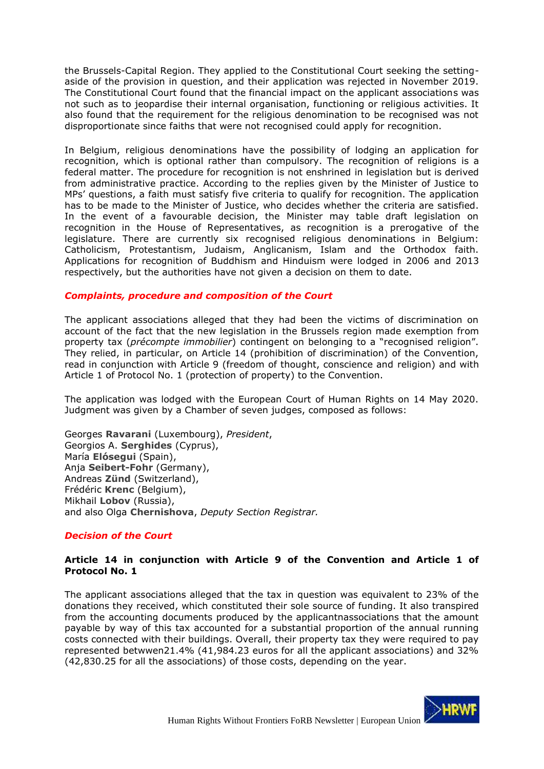the Brussels-Capital Region. They applied to the Constitutional Court seeking the setting-aside of the provision in question, and their application was rejected in November 2019. The Constitutional Court found that the financial impact on the applicant associations was not such as to jeopardise their internal organisation, functioning or religious activities. It also found that the requirement for the religious denomination to be recognised was not disproportionate since faiths that were not recognised could apply for recognition.

In Belgium, religious denominations have the possibility of lodging an application for recognition, which is optional rather than compulsory. The recognition of religions is a federal matter. The procedure for recognition is not enshrined in legislation but is derived from administrative practice. According to the replies given by the Minister of Justice to MPs' questions, a faith must satisfy five criteria to qualify for recognition. The application has to be made to the Minister of Justice, who decides whether the criteria are satisfied. In the event of a favourable decision, the Minister may table draft legislation on recognition in the House of Representatives, as recognition is a prerogative of the legislature. There are currently six recognised religious denominations in Belgium: Catholicism, Protestantism, Judaism, Anglicanism, Islam and the Orthodox faith. Applications for recognition of Buddhism and Hinduism were lodged in 2006 and 2013 respectively, but the authorities have not given a decision on them to date.

### *Complaints, procedure and composition of the Court*

The applicant associations alleged that they had been the victims of discrimination on account of the fact that the new legislation in the Brussels region made exemption from property tax (*précompte immobilier*) contingent on belonging to a "recognised religion". They relied, in particular, on Article 14 (prohibition of discrimination) of the Convention, read in conjunction with Article 9 (freedom of thought, conscience and religion) and with Article 1 of Protocol No. 1 (protection of property) to the Convention.

The application was lodged with the European Court of Human Rights on 14 May 2020. Judgment was given by a Chamber of seven judges, composed as follows:

Georges **Ravarani** (Luxembourg), *President*,
Georgios A. **Serghides** (Cyprus),
María **Elósegui** (Spain),
Anja **Seibert-Fohr** (Germany),
Andreas **Zünd** (Switzerland),
Frédéric **Krenc** (Belgium),
Mikhail **Lobov** (Russia),
and also Olga **Chernishova**, *Deputy Section Registrar.*

### *Decision of the Court*

#### Article 14 in conjunction with Article 9 of the Convention and Article 1 of Protocol No. 1

The applicant associations alleged that the tax in question was equivalent to 23% of the donations they received, which constituted their sole source of funding. It also transpired from the accounting documents produced by the applicantnassociations that the amount payable by way of this tax accounted for a substantial proportion of the annual running costs connected with their buildings. Overall, their property tax they were required to pay represented betwwen21.4% (41,984.23 euros for all the applicant associations) and 32% (42,830.25 for all the associations) of those costs, depending on the year.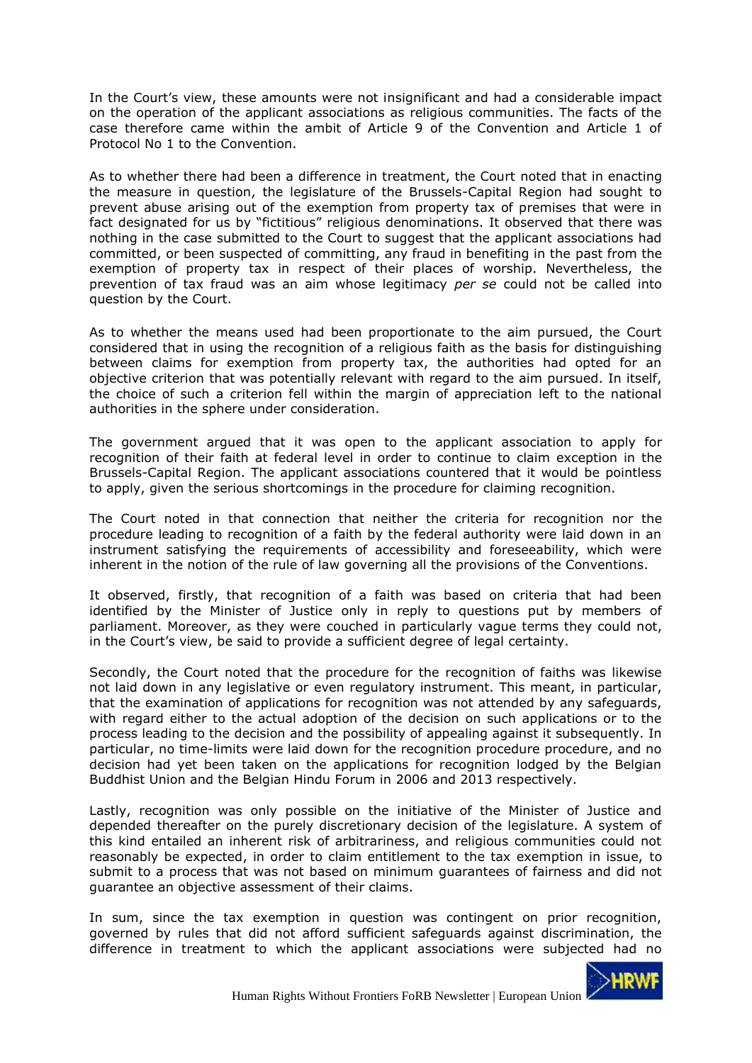In the Court's view, these amounts were not insignificant and had a considerable impact on the operation of the applicant associations as religious communities. The facts of the case therefore came within the ambit of Article 9 of the Convention and Article 1 of Protocol No 1 to the Convention.

As to whether there had been a difference in treatment, the Court noted that in enacting the measure in question, the legislature of the Brussels-Capital Region had sought to prevent abuse arising out of the exemption from property tax of premises that were in fact designated for us by "fictitious" religious denominations. It observed that there was nothing in the case submitted to the Court to suggest that the applicant associations had committed, or been suspected of committing, any fraud in benefiting in the past from the exemption of property tax in respect of their places of worship. Nevertheless, the prevention of tax fraud was an aim whose legitimacy *per se* could not be called into question by the Court.

As to whether the means used had been proportionate to the aim pursued, the Court considered that in using the recognition of a religious faith as the basis for distinguishing between claims for exemption from property tax, the authorities had opted for an objective criterion that was potentially relevant with regard to the aim pursued. In itself, the choice of such a criterion fell within the margin of appreciation left to the national authorities in the sphere under consideration.

The government argued that it was open to the applicant association to apply for recognition of their faith at federal level in order to continue to claim exception in the Brussels-Capital Region. The applicant associations countered that it would be pointless to apply, given the serious shortcomings in the procedure for claiming recognition.

The Court noted in that connection that neither the criteria for recognition nor the procedure leading to recognition of a faith by the federal authority were laid down in an instrument satisfying the requirements of accessibility and foreseeability, which were inherent in the notion of the rule of law governing all the provisions of the Conventions.

It observed, firstly, that recognition of a faith was based on criteria that had been identified by the Minister of Justice only in reply to questions put by members of parliament. Moreover, as they were couched in particularly vague terms they could not, in the Court's view, be said to provide a sufficient degree of legal certainty.

Secondly, the Court noted that the procedure for the recognition of faiths was likewise not laid down in any legislative or even regulatory instrument. This meant, in particular, that the examination of applications for recognition was not attended by any safeguards, with regard either to the actual adoption of the decision on such applications or to the process leading to the decision and the possibility of appealing against it subsequently. In particular, no time-limits were laid down for the recognition procedure procedure, and no decision had yet been taken on the applications for recognition lodged by the Belgian Buddhist Union and the Belgian Hindu Forum in 2006 and 2013 respectively.

Lastly, recognition was only possible on the initiative of the Minister of Justice and depended thereafter on the purely discretionary decision of the legislature. A system of this kind entailed an inherent risk of arbitrariness, and religious communities could not reasonably be expected, in order to claim entitlement to the tax exemption in issue, to submit to a process that was not based on minimum guarantees of fairness and did not guarantee an objective assessment of their claims.

In sum, since the tax exemption in question was contingent on prior recognition, governed by rules that did not afford sufficient safeguards against discrimination, the difference in treatment to which the applicant associations were subjected had no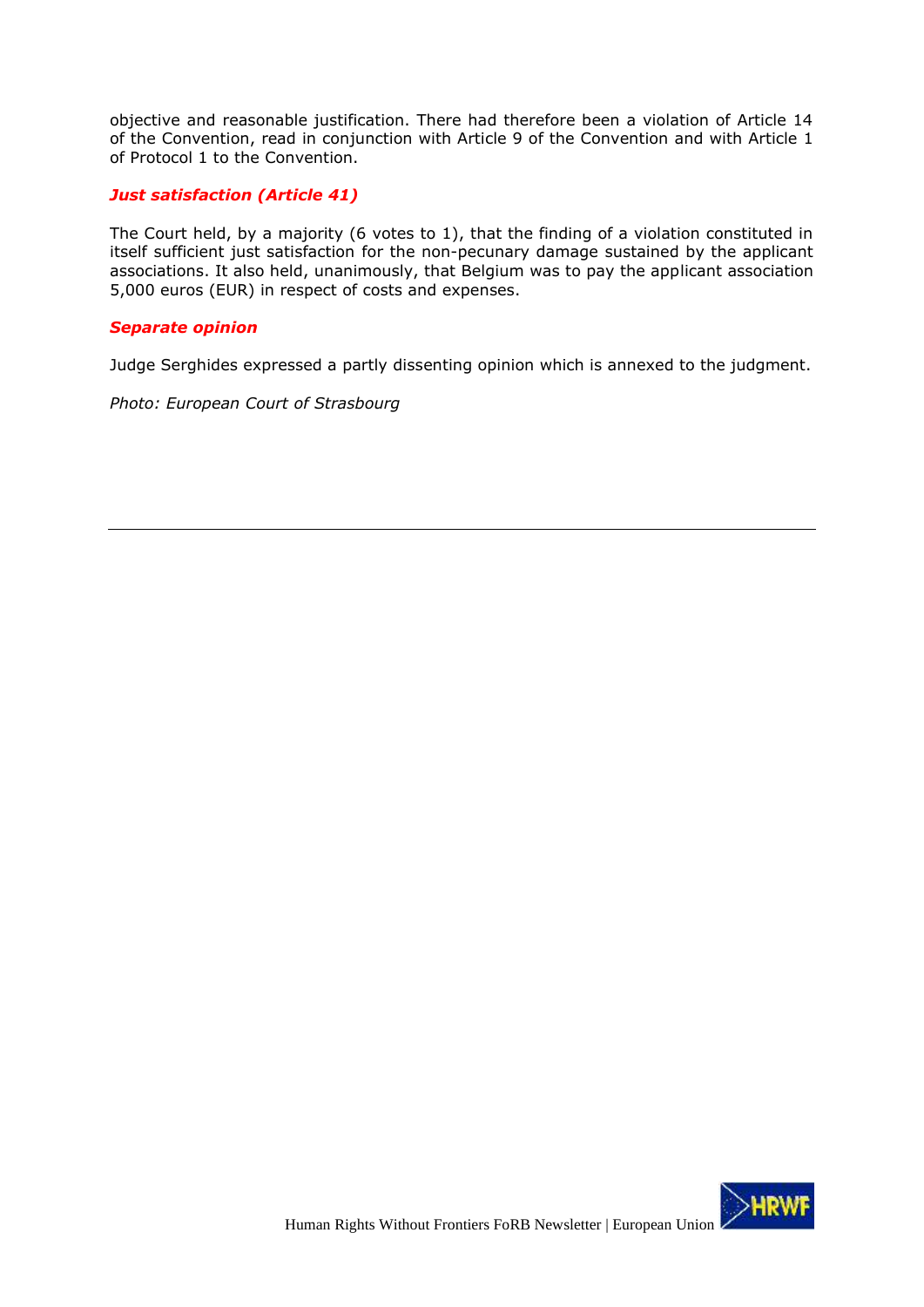objective and reasonable justification. There had therefore been a violation of Article 14 of the Convention, read in conjunction with Article 9 of the Convention and with Article 1 of Protocol 1 to the Convention.

### *Just satisfaction (Article 41)*

The Court held, by a majority (6 votes to 1), that the finding of a violation constituted in itself sufficient just satisfaction for the non-pecunary damage sustained by the applicant associations. It also held, unanimously, that Belgium was to pay the applicant association 5,000 euros (EUR) in respect of costs and expenses.

### *Separate opinion*

Judge Serghides expressed a partly dissenting opinion which is annexed to the judgment.

*Photo: European Court of Strasbourg*

---